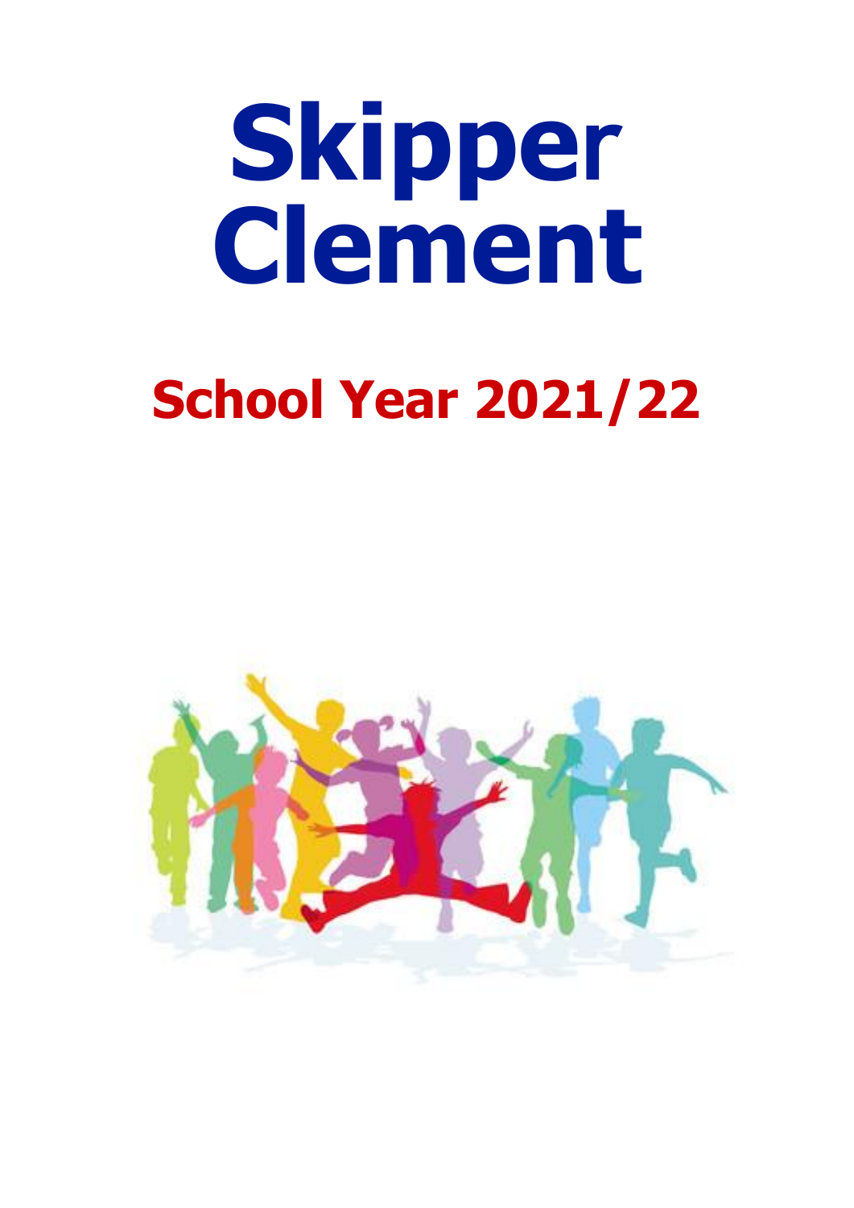# Skipper Clement

## School Year 2021/22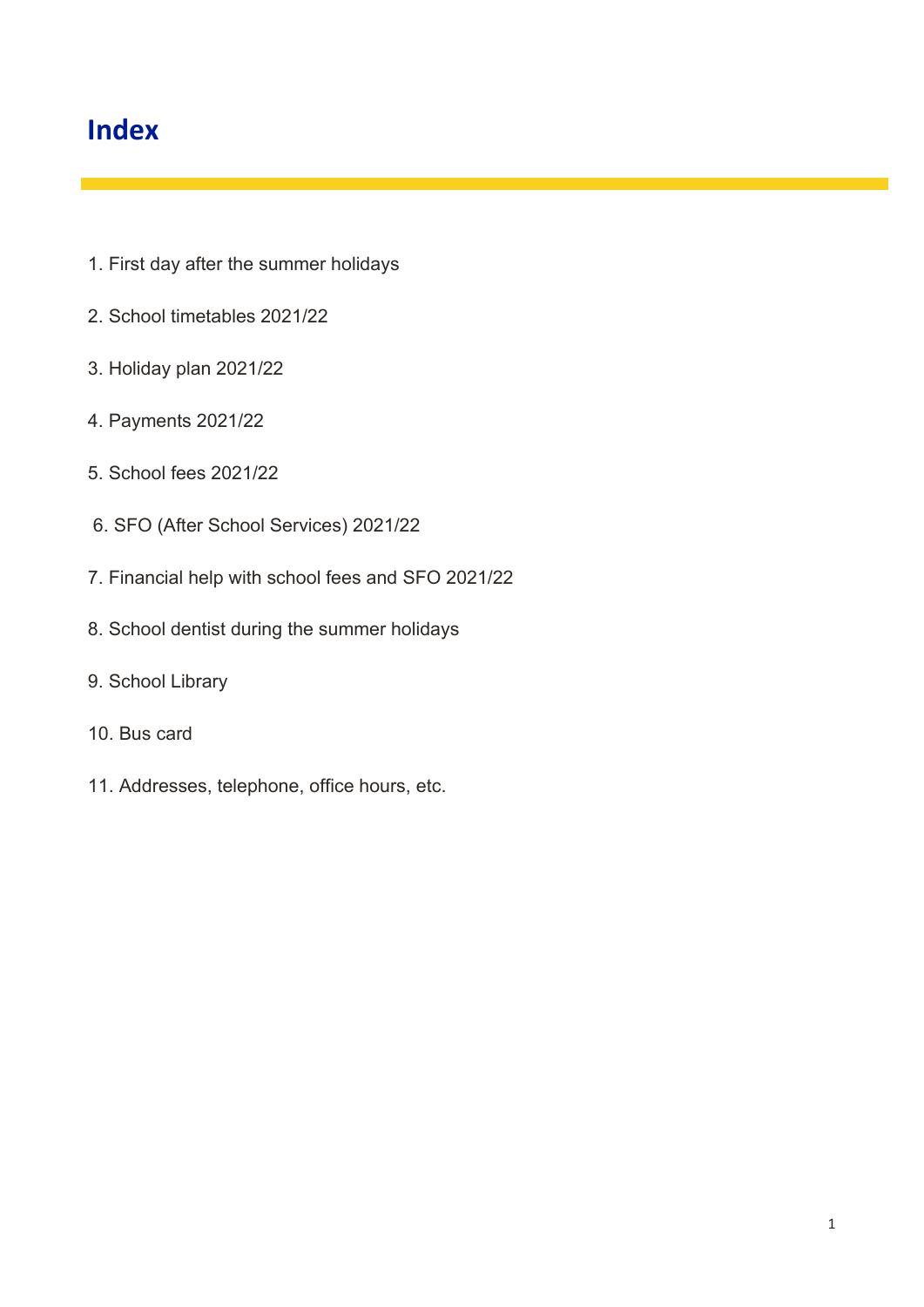# Index

1. First day after the summer holidays
2. School timetables 2021/22
3. Holiday plan 2021/22
4. Payments 2021/22
5. School fees 2021/22
6. SFO (After School Services) 2021/22
7. Financial help with school fees and SFO 2021/22
8. School dentist during the summer holidays
9. School Library
10. Bus card
11. Addresses, telephone, office hours, etc.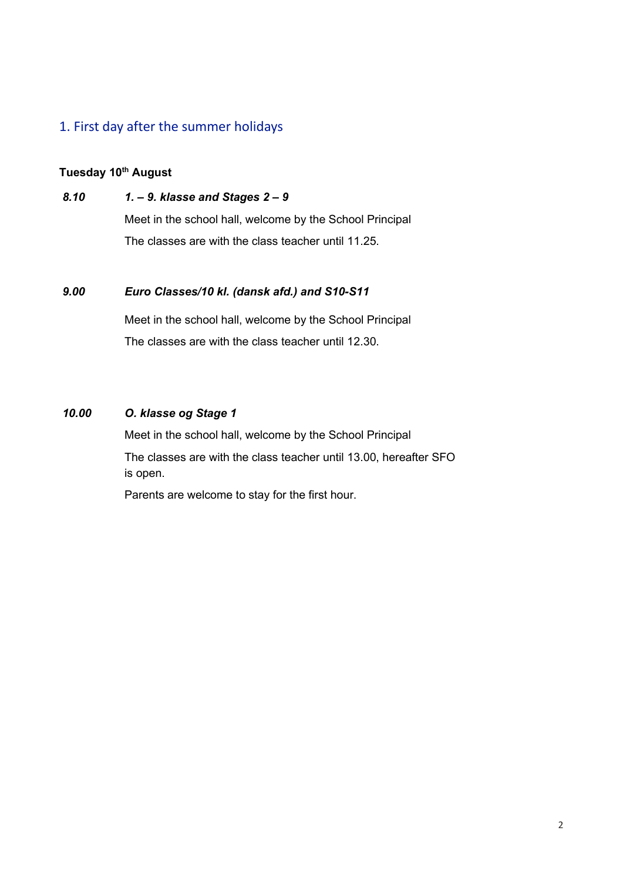## 1. First day after the summer holidays

**Tuesday 10th August**

***8.10*** ***1. – 9. klasse and Stages 2 – 9***

Meet in the school hall, welcome by the School Principal

The classes are with the class teacher until 11.25.

***9.00*** ***Euro Classes/10 kl. (dansk afd.) and S10-S11***

Meet in the school hall, welcome by the School Principal

The classes are with the class teacher until 12.30.

***10.00*** ***O. klasse og Stage 1***

Meet in the school hall, welcome by the School Principal

The classes are with the class teacher until 13.00, hereafter SFO is open.

Parents are welcome to stay for the first hour.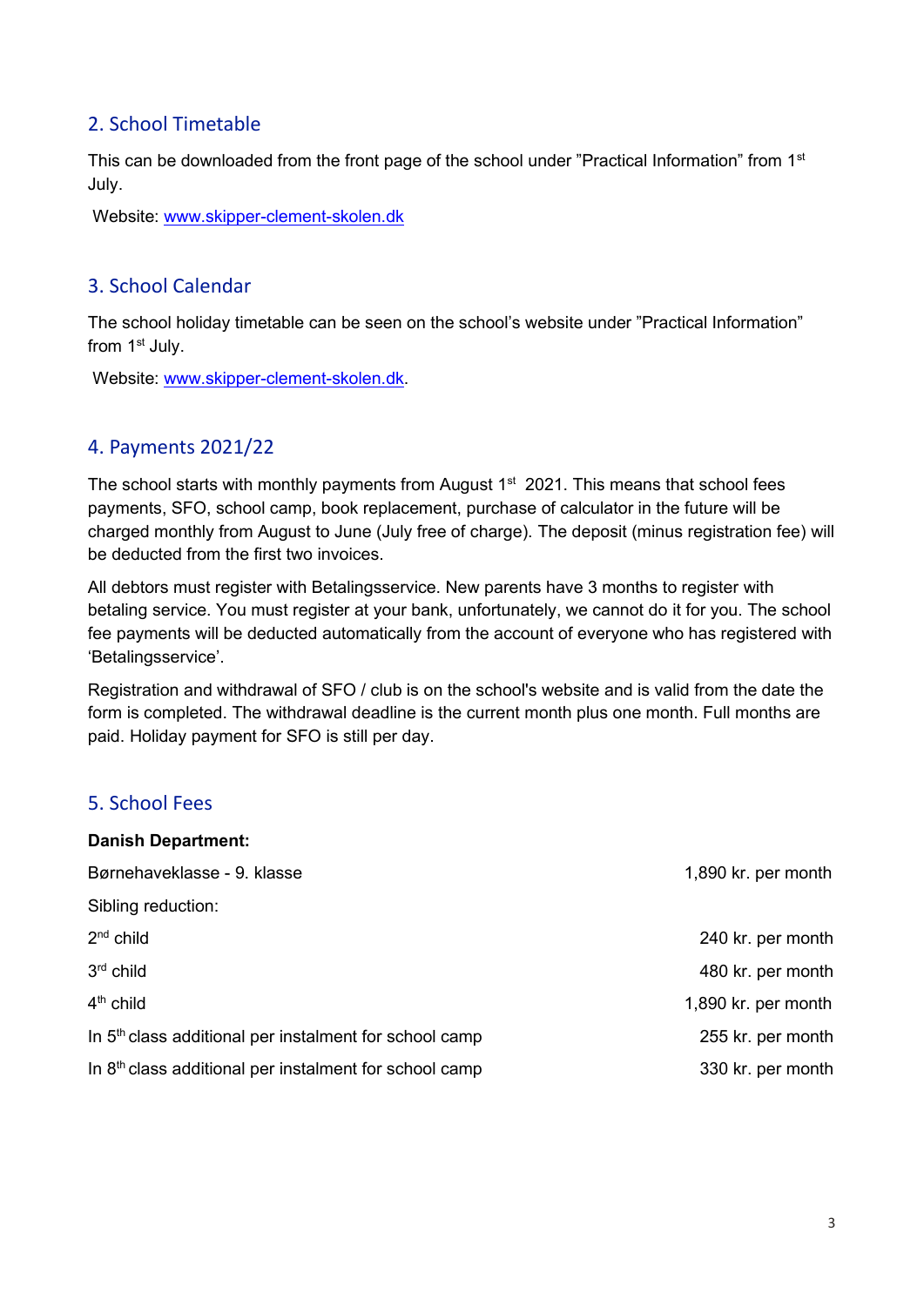## 2. School Timetable

This can be downloaded from the front page of the school under ”Practical Information” from 1st July.

Website: www.skipper-clement-skolen.dk

## 3. School Calendar

The school holiday timetable can be seen on the school’s website under ”Practical Information” from 1st July.

Website: www.skipper-clement-skolen.dk.

## 4. Payments 2021/22

The school starts with monthly payments from August 1st 2021. This means that school fees payments, SFO, school camp, book replacement, purchase of calculator in the future will be charged monthly from August to June (July free of charge). The deposit (minus registration fee) will be deducted from the first two invoices.

All debtors must register with Betalingsservice. New parents have 3 months to register with betaling service. You must register at your bank, unfortunately, we cannot do it for you. The school fee payments will be deducted automatically from the account of everyone who has registered with ‘Betalingsservice’.

Registration and withdrawal of SFO / club is on the school's website and is valid from the date the form is completed. The withdrawal deadline is the current month plus one month. Full months are paid. Holiday payment for SFO is still per day.

## 5. School Fees

**Danish Department:**

| | |
|---|---|
| Børnehaveklasse - 9. klasse | 1,890 kr. per month |
| Sibling reduction: | |
| 2nd child | 240 kr. per month |
| 3rd child | 480 kr. per month |
| 4th child | 1,890 kr. per month |
| In 5th class additional per instalment for school camp | 255 kr. per month |
| In 8th class additional per instalment for school camp | 330 kr. per month |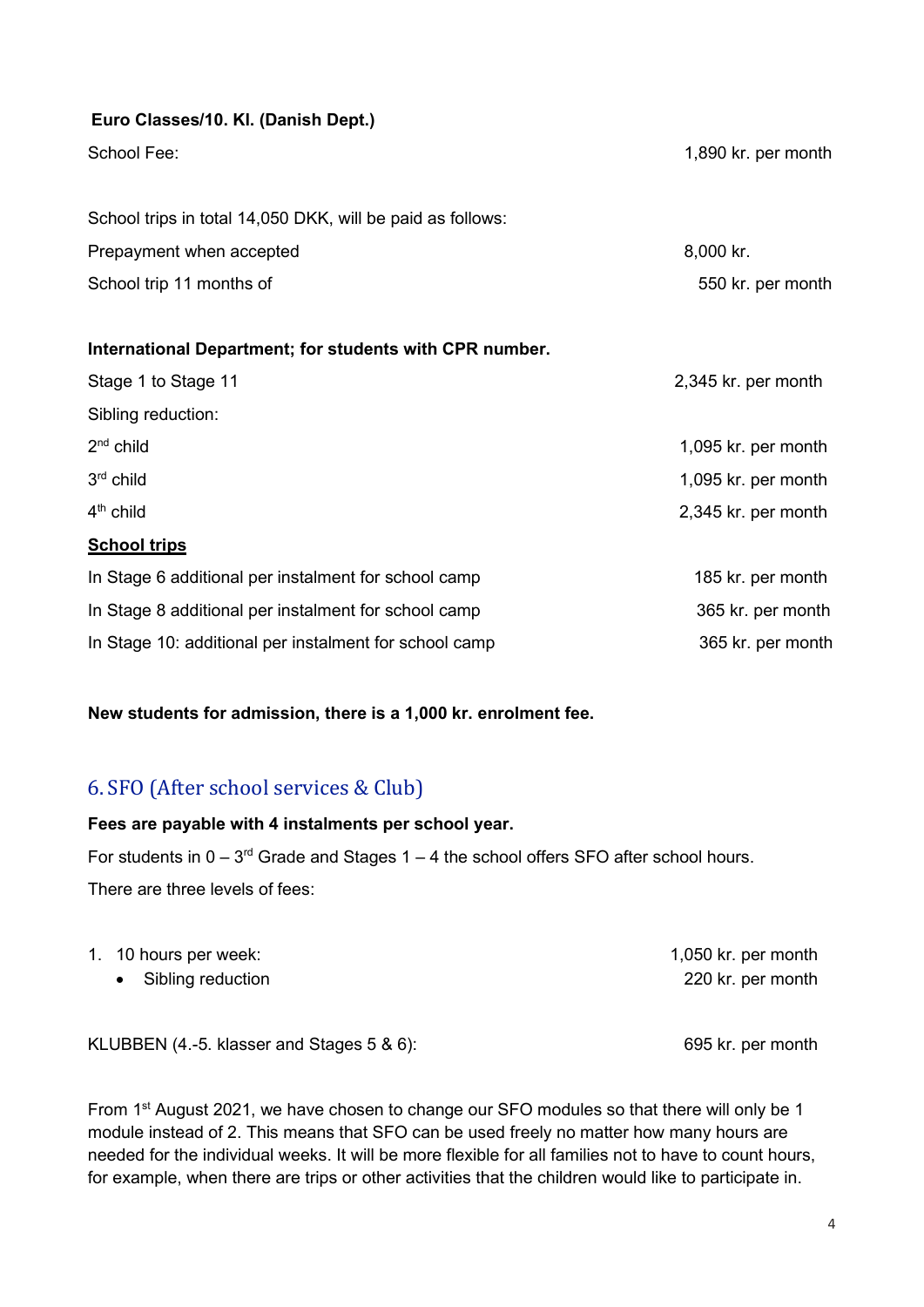**Euro Classes/10. Kl. (Danish Dept.)**

| | |
|---|---|
| School Fee: | 1,890 kr. per month |
| | |
| School trips in total 14,050 DKK, will be paid as follows: | |
| Prepayment when accepted | 8,000 kr. |
| School trip 11 months of | 550 kr. per month |

**International Department; for students with CPR number.**

| | |
|---|---|
| Stage 1 to Stage 11 | 2,345 kr. per month |
| Sibling reduction: | |
| 2nd child | 1,095 kr. per month |
| 3rd child | 1,095 kr. per month |
| 4th child | 2,345 kr. per month |

**School trips**

| | |
|---|---|
| In Stage 6 additional per instalment for school camp | 185 kr. per month |
| In Stage 8 additional per instalment for school camp | 365 kr. per month |
| In Stage 10: additional per instalment for school camp | 365 kr. per month |

**New students for admission, there is a 1,000 kr. enrolment fee.**

## 6. SFO (After school services & Club)

**Fees are payable with 4 instalments per school year.**

For students in 0 – 3rd Grade and Stages 1 – 4 the school offers SFO after school hours.

There are three levels of fees:

1. 10 hours per week: 1,050 kr. per month
   - Sibling reduction 220 kr. per month

KLUBBEN (4.-5. klasser and Stages 5 & 6): 695 kr. per month

From 1st August 2021, we have chosen to change our SFO modules so that there will only be 1 module instead of 2. This means that SFO can be used freely no matter how many hours are needed for the individual weeks. It will be more flexible for all families not to have to count hours, for example, when there are trips or other activities that the children would like to participate in.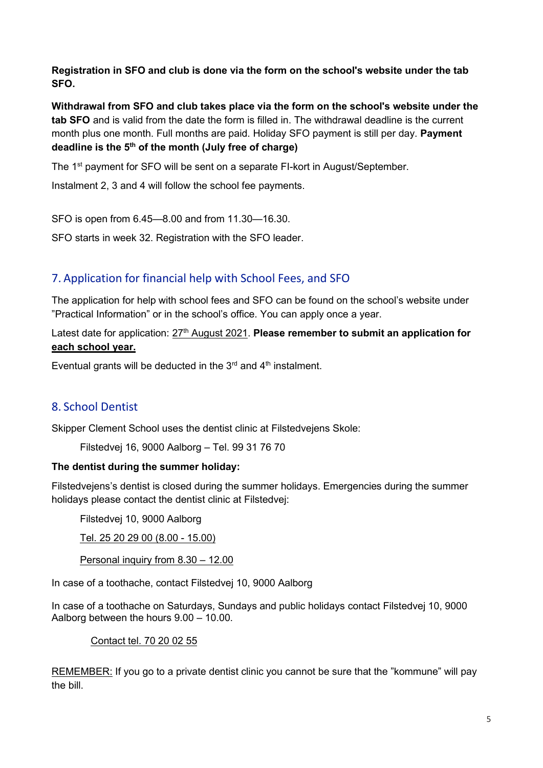**Registration in SFO and club is done via the form on the school's website under the tab SFO.**

**Withdrawal from SFO and club takes place via the form on the school's website under the tab SFO** and is valid from the date the form is filled in. The withdrawal deadline is the current month plus one month. Full months are paid. Holiday SFO payment is still per day. **Payment deadline is the 5th of the month (July free of charge)**

The 1st payment for SFO will be sent on a separate FI-kort in August/September.

Instalment 2, 3 and 4 will follow the school fee payments.

SFO is open from 6.45—8.00 and from 11.30—16.30.

SFO starts in week 32. Registration with the SFO leader.

## 7. Application for financial help with School Fees, and SFO

The application for help with school fees and SFO can be found on the school's website under "Practical Information" or in the school's office. You can apply once a year.

Latest date for application: 27th August 2021. **Please remember to submit an application for each school year.**

Eventual grants will be deducted in the 3rd and 4th instalment.

## 8. School Dentist

Skipper Clement School uses the dentist clinic at Filstedvejens Skole:

Filstedvej 16, 9000 Aalborg – Tel. 99 31 76 70

**The dentist during the summer holiday:**

Filstedvejens's dentist is closed during the summer holidays. Emergencies during the summer holidays please contact the dentist clinic at Filstedvej:

Filstedvej 10, 9000 Aalborg

Tel. 25 20 29 00 (8.00 - 15.00)

Personal inquiry from 8.30 – 12.00

In case of a toothache, contact Filstedvej 10, 9000 Aalborg

In case of a toothache on Saturdays, Sundays and public holidays contact Filstedvej 10, 9000 Aalborg between the hours 9.00 – 10.00.

Contact tel. 70 20 02 55

REMEMBER: If you go to a private dentist clinic you cannot be sure that the "kommune" will pay the bill.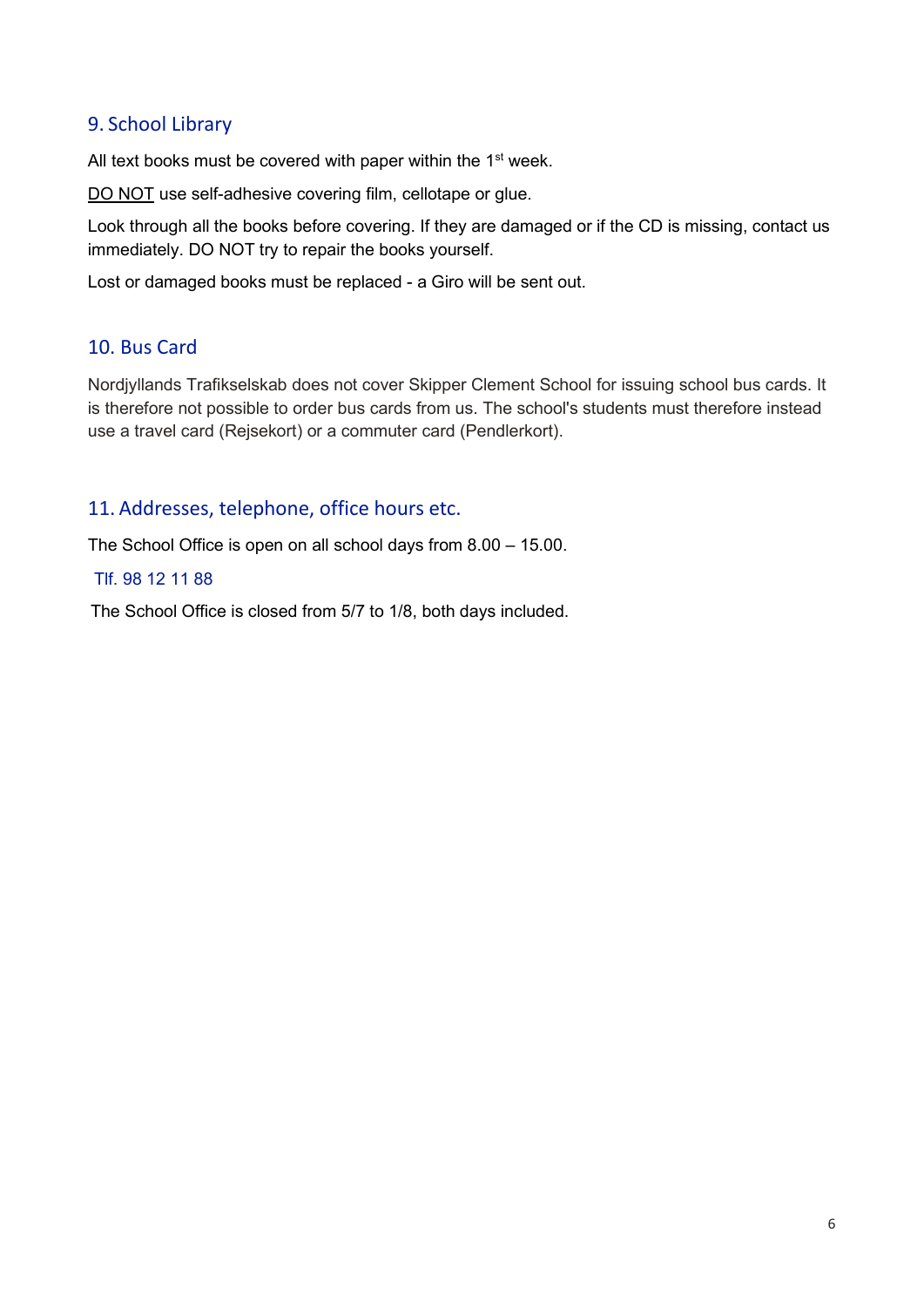## 9. School Library

All text books must be covered with paper within the 1st week.

DO NOT use self-adhesive covering film, cellotape or glue.

Look through all the books before covering. If they are damaged or if the CD is missing, contact us immediately. DO NOT try to repair the books yourself.

Lost or damaged books must be replaced - a Giro will be sent out.

## 10. Bus Card

Nordjyllands Trafikselskab does not cover Skipper Clement School for issuing school bus cards. It is therefore not possible to order bus cards from us. The school's students must therefore instead use a travel card (Rejsekort) or a commuter card (Pendlerkort).

## 11. Addresses, telephone, office hours etc.

The School Office is open on all school days from 8.00 – 15.00.

Tlf. 98 12 11 88

The School Office is closed from 5/7 to 1/8, both days included.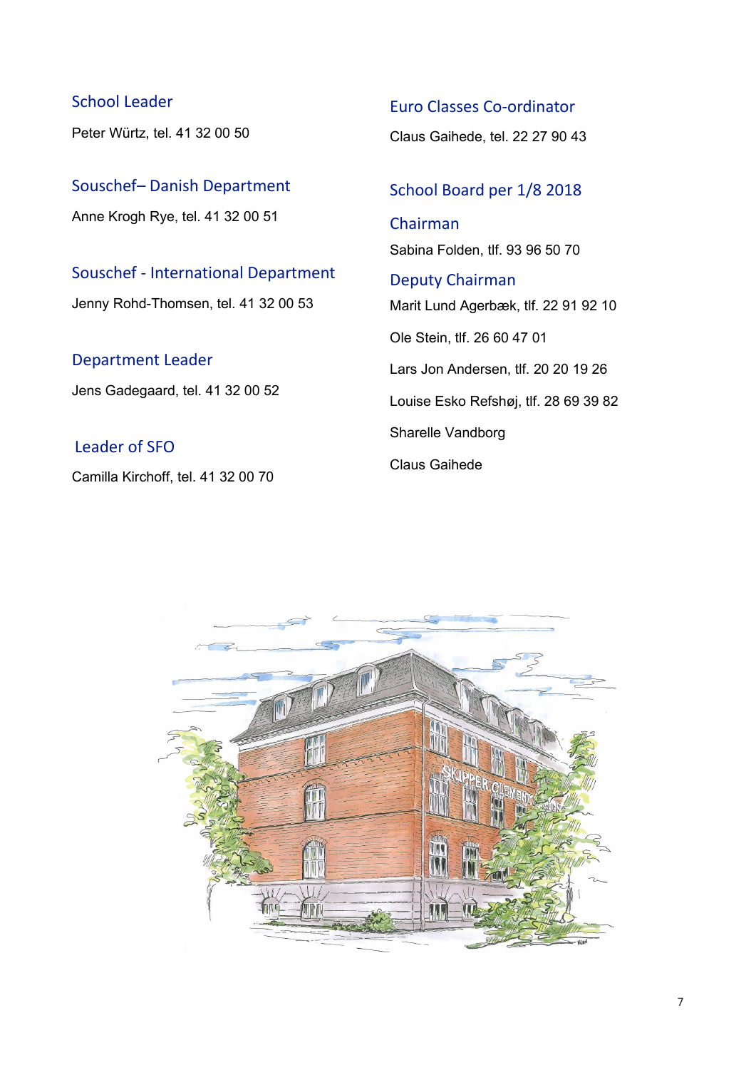## School Leader

Peter Würtz, tel. 41 32 00 50

## Souschef– Danish Department

Anne Krogh Rye, tel. 41 32 00 51

## Souschef - International Department

Jenny Rohd-Thomsen, tel. 41 32 00 53

## Department Leader

Jens Gadegaard, tel. 41 32 00 52

## Leader of SFO

Camilla Kirchoff, tel. 41 32 00 70

## Euro Classes Co-ordinator

Claus Gaihede, tel. 22 27 90 43

## School Board per 1/8 2018

### Chairman

Sabina Folden, tlf. 93 96 50 70

### Deputy Chairman

Marit Lund Agerbæk, tlf. 22 91 92 10

Ole Stein, tlf. 26 60 47 01

Lars Jon Andersen, tlf. 20 20 19 26

Louise Esko Refshøj, tlf. 28 69 39 82

Sharelle Vandborg

Claus Gaihede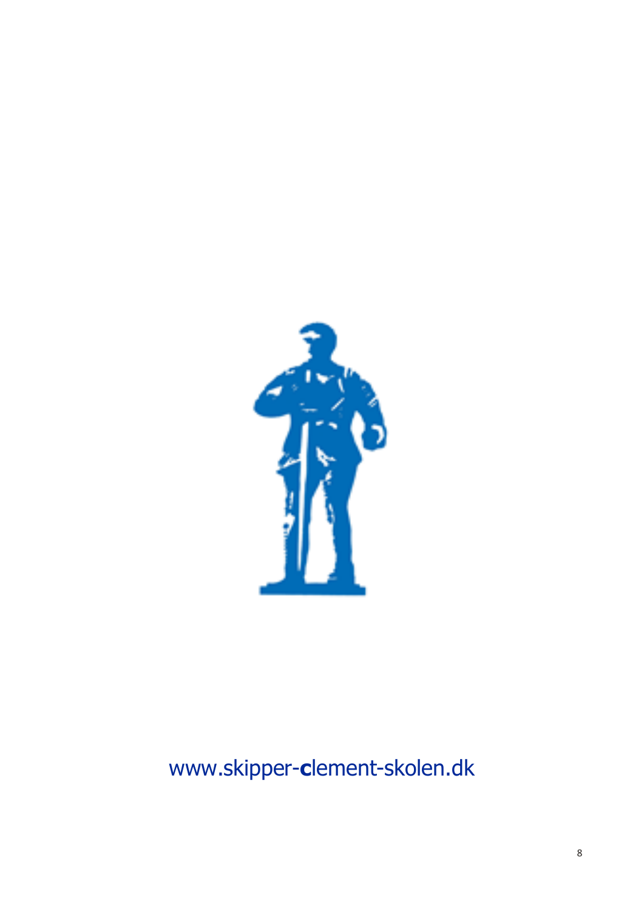www.skipper-**c**lement-skolen.dk